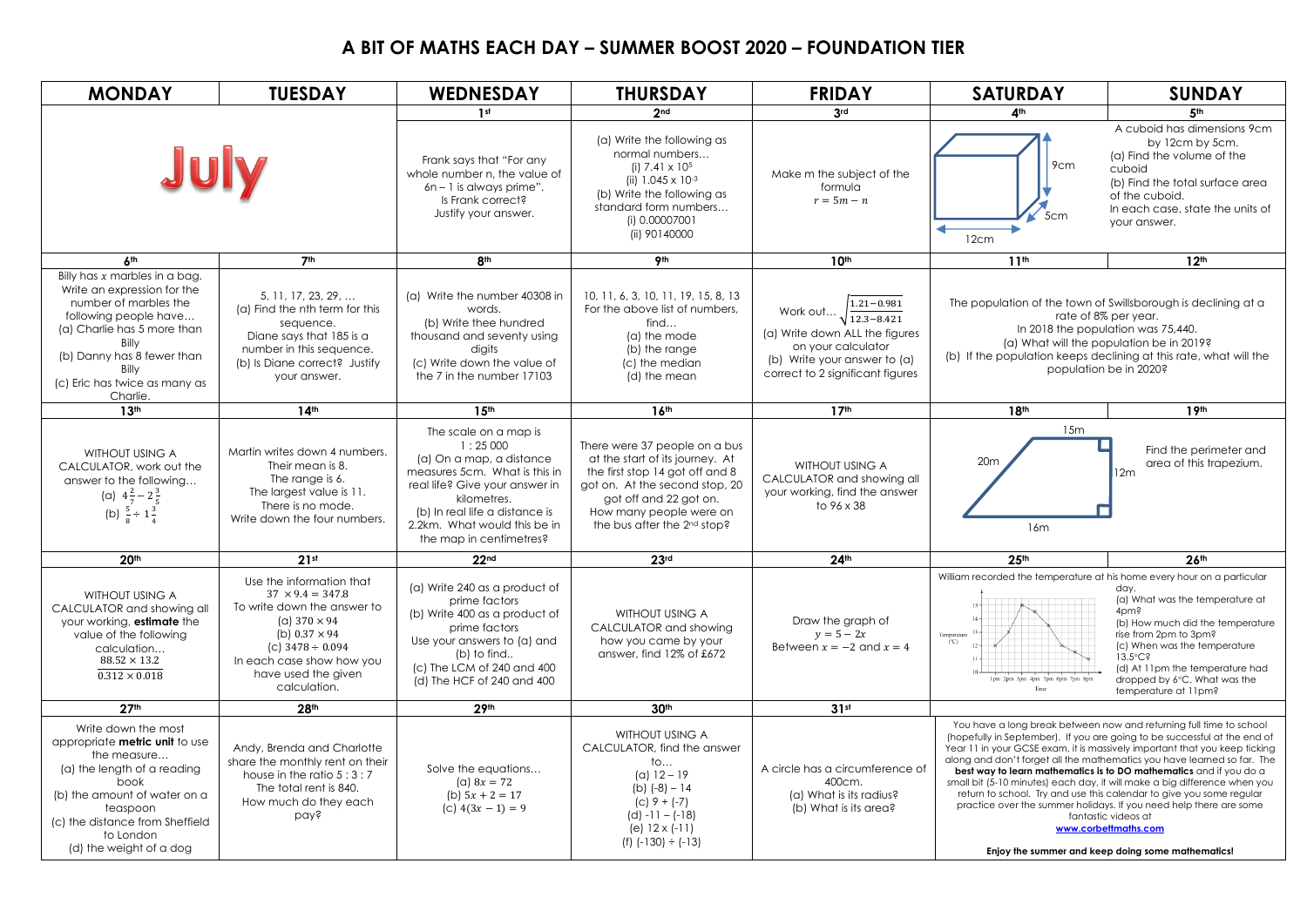# A BIT OF MATHS EACH DAY – SUMMER BOOST 2020 – FOUNDATION TIER

| MONDAY | TUESDAY | WEDNESDAY | THURSDAY | FRIDAY | SATURDAY | SUNDAY |
|---|---|---|---|---|---|---|
| **July** | | **1st** | **2nd** | **3rd** | **4th** | **5th** |
| | | Frank says that "For any whole number n, the value of $6n - 1$ is always prime". Is Frank correct? Justify your answer. | (a) Write the following as normal numbers… (i) $7.41 \times 10^5$ (ii) $1.045 \times 10^{-3}$ (b) Write the following as standard form numbers… (i) 0.00007001 (ii) 90140000 | Make m the subject of the formula $r = 5m - n$ | [Diagram of cuboid: 9cm, 5cm, 12cm] | A cuboid has dimensions 9cm by 12cm by 5cm. (a) Find the volume of the cuboid (b) Find the total surface area of the cuboid. In each case, state the units of your answer. |
| **6th** | **7th** | **8th** | **9th** | **10th** | **11th** | **12th** |
| Billy has $x$ marbles in a bag. Write an expression for the number of marbles the following people have… (a) Charlie has 5 more than Billy (b) Danny has 8 fewer than Billy (c) Eric has twice as many as Charlie. | 5, 11, 17, 23, 29, … (a) Find the nth term for this sequence. Diane says that 185 is a number in this sequence. (b) Is Diane correct? Justify your answer. | (a) Write the number 40308 in words. (b) Write thee hundred thousand and seventy using digits (c) Write down the value of the 7 in the number 17103 | 10, 11, 6, 3, 10, 11, 19, 15, 8, 13 For the above list of numbers, find… (a) the mode (b) the range (c) the median (d) the mean | Work out… $\sqrt{\frac{1.21 - 0.981}{12.3 - 8.421}}$ (a) Write down ALL the figures on your calculator (b) Write your answer to (a) correct to 2 significant figures | The population of the town of Swillsborough is declining at a rate of 8% per year. In 2018 the population was 75,440. (a) What will the population be in 2019? (b) If the population keeps declining at this rate, what will the population be in 2020? | |
| **13th** | **14th** | **15th** | **16th** | **17th** | **18th** | **19th** |
| WITHOUT USING A CALCULATOR, work out the answer to the following… (a) $4\frac{2}{7} - 2\frac{3}{5}$ (b) $\frac{5}{8} \div 1\frac{3}{4}$ | Martin writes down 4 numbers. Their mean is 8. The range is 6. The largest value is 11. There is no mode. Write down the four numbers. | The scale on a map is 1 : 25 000 (a) On a map, a distance measures 5cm. What is this in real life? Give your answer in kilometres. (b) In real life a distance is 2.2km. What would this be in the map in centimetres? | There were 37 people on a bus at the start of its journey. At the first stop 14 got off and 8 got on. At the second stop, 20 got off and 22 got on. How many people were on the bus after the 2nd stop? | WITHOUT USING A CALCULATOR and showing all your working, find the answer to 96 x 38 | [Diagram of trapezium: 15m, 20m, 12m, 16m] | Find the perimeter and area of this trapezium. |
| **20th** | **21st** | **22nd** | **23rd** | **24th** | **25th** | **26th** |
| WITHOUT USING A CALCULATOR and showing all your working, **estimate** the value of the following calculation… $\frac{88.52 \times 13.2}{0.312 \times 0.018}$ | Use the information that $37 \times 9.4 = 347.8$ To write down the answer to (a) $370 \times 94$ (b) $0.37 \times 94$ (c) $3478 \div 0.094$ In each case show how you have used the given calculation. | (a) Write 240 as a product of prime factors (b) Write 400 as a product of prime factors Use your answers to (a) and (b) to find.. (c) The LCM of 240 and 400 (d) The HCF of 240 and 400 | WITHOUT USING A CALCULATOR and showing how you came by your answer, find 12% of £672 | Draw the graph of $y = 5 - 2x$ Between $x = -2$ and $x = 4$ | William recorded the temperature at his home every hour on a particular day. [Graph: Temperature (°C) against Time, 1pm to 8pm] | (a) What was the temperature at 4pm? (b) How much did the temperature rise from 2pm to 3pm? (c) When was the temperature 13.5°C? (d) At 11pm the temperature had dropped by 6°C. What was the temperature at 11pm? |
| **27th** | **28th** | **29th** | **30th** | **31st** | | |
| Write down the most appropriate **metric unit** to use the measure… (a) the length of a reading book (b) the amount of water on a teaspoon (c) the distance from Sheffield to London (d) the weight of a dog | Andy, Brenda and Charlotte share the monthly rent on their house in the ratio 5 : 3 : 7 The total rent is 840. How much do they each pay? | Solve the equations… (a) $8x = 72$ (b) $5x + 2 = 17$ (c) $4(3x - 1) = 9$ | WITHOUT USING A CALCULATOR, find the answer to… (a) 12 – 19 (b) (-8) – 14 (c) 9 + (-7) (d) -11 – (-18) (e) 12 x (-11) (f) (-130) ÷ (-13) | A circle has a circumference of 400cm. (a) What is its radius? (b) What is its area? | You have a long break between now and returning full time to school (hopefully in September). If you are going to be successful at the end of Year 11 in your GCSE exam, it is massively important that you keep ticking along and don't forget all the mathematics you have learned so far. The **best way to learn mathematics is to DO mathematics** and if you do a small bit (5-10 minutes) each day, it will make a big difference when you return to school. Try and use this calendar to give you some regular practice over the summer holidays. If you need help there are some fantastic videos at **www.corbettmaths.com** **Enjoy the summer and keep doing some mathematics!** | |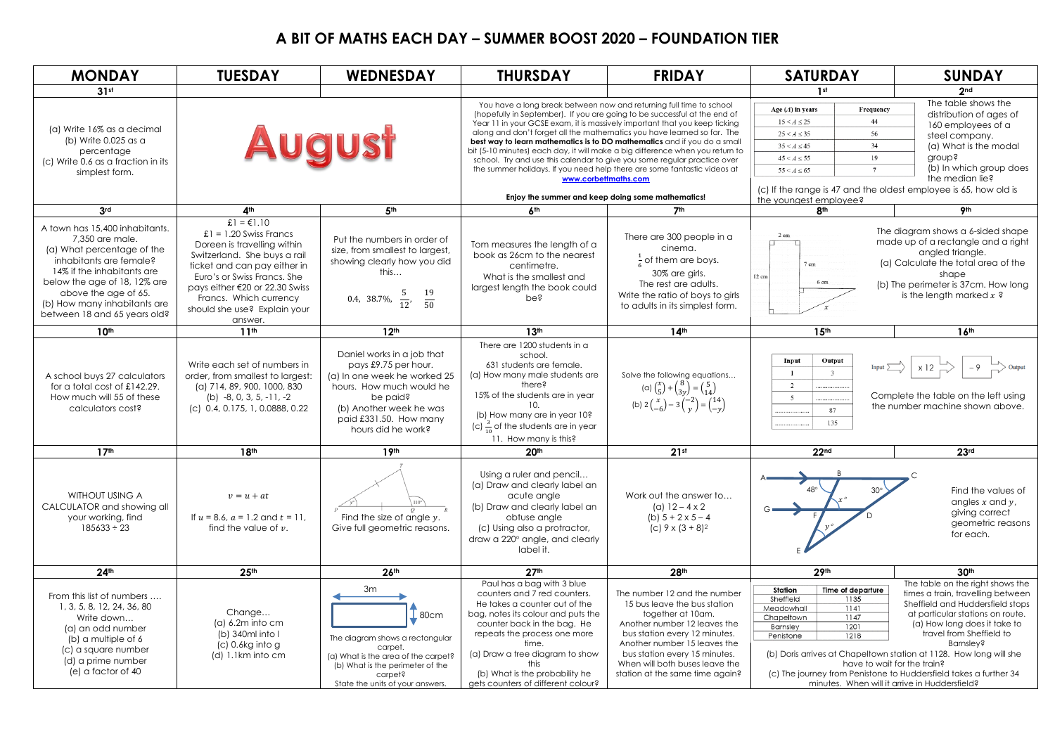# A BIT OF MATHS EACH DAY – SUMMER BOOST 2020 – FOUNDATION TIER

## August

### MONDAY 31st
(a) Write 16% as a decimal
(b) Write 0.025 as a percentage
(c) Write 0.6 as a fraction in its simplest form.

You have a long break between now and returning full time to school (hopefully in September). If you are going to be successful at the end of Year 11 in your GCSE exam, it is massively important that you keep ticking along and don't forget all the mathematics you have learned so far. The **best way to learn mathematics is to DO mathematics** and if you do a small bit (5-10 minutes) each day, it will make a big difference when you return to school. Try and use this calendar to give you some regular practice over the summer holidays. If you need help there are some fantastic videos at **www.corbettmaths.com**

**Enjoy the summer and keep doing some mathematics!**

### SATURDAY 1st / SUNDAY 2nd

| Age ($A$) in years | Frequency |
|---|---|
| $15 < A \le 25$ | 44 |
| $25 < A \le 35$ | 56 |
| $35 < A \le 45$ | 34 |
| $45 < A \le 55$ | 19 |
| $55 < A \le 65$ | 7 |

The table shows the distribution of ages of 160 employees of a steel company.
(a) What is the modal group?
(b) In which group does the median lie?
(c) If the range is 47 and the oldest employee is 65, how old is the youngest employee?

### 3rd
A town has 15,400 inhabitants. 7,350 are male.
(a) What percentage of the inhabitants are female?
14% if the inhabitants are below the age of 18, 12% are above the age of 65.
(b) How many inhabitants are between 18 and 65 years old?

### 4th
£1 = €1.10
£1 = 1.20 Swiss Francs
Doreen is travelling within Switzerland. She buys a rail ticket and can pay either in Euro's or Swiss Francs. She pays either €20 or 22.30 Swiss Francs. Which currency should she use? Explain your answer.

### 5th
Put the numbers in order of size, from smallest to largest, showing clearly how you did this…

$0.4,\ 38.7\%,\ \frac{5}{12},\ \frac{19}{50}$

### 6th
Tom measures the length of a book as 26cm to the nearest centimetre.
What is the smallest and largest length the book could be?

### 7th
There are 300 people in a cinema.
$\frac{1}{6}$ of them are boys.
30% are girls.
The rest are adults.
Write the ratio of boys to girls to adults in its simplest form.

### 8th / 9th
2 cm
7 cm
12 cm
6 cm
$x$

The diagram shows a 6-sided shape made up of a rectangle and a right angled triangle.
(a) Calculate the total area of the shape
(b) The perimeter is 37cm. How long is the length marked $x$ ?

### 10th
A school buys 27 calculators for a total cost of £142.29. How much will 55 of these calculators cost?

### 11th
Write each set of numbers in order, from smallest to largest:
(a) 714, 89, 900, 1000, 830
(b) -8, 0, 3, 5, -11, -2
(c) 0.4, 0.175, 1, 0.0888, 0.22

### 12th
Daniel works in a job that pays £9.75 per hour.
(a) In one week he worked 25 hours. How much would he be paid?
(b) Another week he was paid £331.50. How many hours did he work?

### 13th
There are 1200 students in a school.
631 students are female.
(a) How many male students are there?
15% of the students are in year 10.
(b) How many are in year 10?
(c) $\frac{3}{10}$ of the students are in year 11. How many is this?

### 14th
Solve the following equations…
(a) $\begin{pmatrix} x \\ 5 \end{pmatrix} + \begin{pmatrix} 8 \\ 3y \end{pmatrix} = \begin{pmatrix} 5 \\ 14 \end{pmatrix}$
(b) $2\begin{pmatrix} x \\ -6 \end{pmatrix} - 3\begin{pmatrix} -2 \\ y \end{pmatrix} = \begin{pmatrix} 14 \\ -y \end{pmatrix}$

### 15th / 16th

| Input | Output |
|---|---|
| 1 | 3 |
| 2 | ………………… |
| 5 | ………………… |
| ………………… | 87 |
| ………………… | 135 |

Input → x 12 → − 9 → Output

Complete the table on the left using the number machine shown above.

### 17th
WITHOUT USING A CALCULATOR and showing all your working, find 185633 ÷ 23

### 18th
$v = u + at$

If $u = 8.6$, $a = 1.2$ and $t = 11$, find the value of $v$.

### 19th
$y°$
110°
P Q R

Find the size of angle $y$.
Give full geometric reasons.

### 20th
Using a ruler and pencil…
(a) Draw and clearly label an acute angle
(b) Draw and clearly label an obtuse angle
(c) Using also a protractor, draw a 220° angle, and clearly label it.

### 21st
Work out the answer to…
(a) 12 – 4 x 2
(b) 5 + 2 x 5 – 4
(c) 9 x (3 + 8)²

### 22nd / 23rd
A B C
48°
30°
$x°$
G F D
$y°$
E

Find the values of angles $x$ and $y$, giving correct geometric reasons for each.

### 24th
From this list of numbers ….
1, 3, 5, 8, 12, 24, 36, 80
Write down…
(a) an odd number
(b) a multiple of 6
(c) a square number
(d) a prime number
(e) a factor of 40

### 25th
Change…
(a) 6.2m into cm
(b) 340ml into l
(c) 0.6kg into g
(d) 1.1km into cm

### 26th
3m
80cm

The diagram shows a rectangular carpet.
(a) What is the area of the carpet?
(b) What is the perimeter of the carpet?
State the units of your answers.

### 27th
Paul has a bag with 3 blue counters and 7 red counters. He takes a counter out of the bag, notes its colour and puts the counter back in the bag. He repeats the process one more time.
(a) Draw a tree diagram to show this
(b) What is the probability he gets counters of different colour?

### 28th
The number 12 and the number 15 bus leave the bus station together at 10am.
Another number 12 leaves the bus station every 12 minutes.
Another number 15 leaves the bus station every 15 minutes.
When will both buses leave the station at the same time again?

### 29th / 30th

| Station | Time of departure |
|---|---|
| Sheffield | 1135 |
| Meadowhall | 1141 |
| Chapeltown | 1147 |
| Barnsley | 1201 |
| Penistone | 1218 |

The table on the right shows the times a train, travelling between Sheffield and Huddersfield stops at particular stations on route.
(a) How long does it take to travel from Sheffield to Barnsley?
(b) Doris arrives at Chapeltown station at 1128. How long will she have to wait for the train?
(c) The journey from Penistone to Huddersfield takes a further 34 minutes. When will it arrive in Huddersfield?